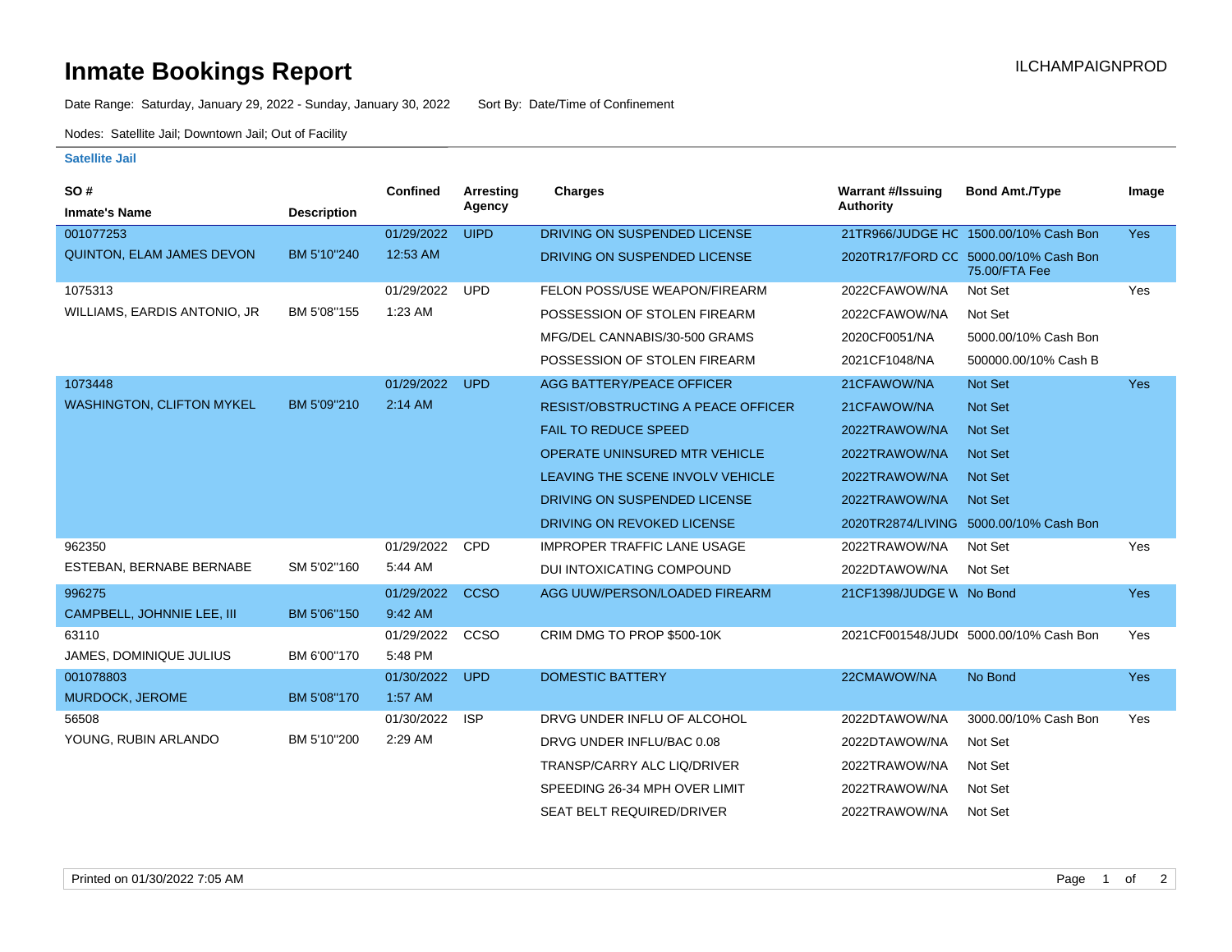# Inmate Bookings Report

ILCHAMPAIGNPROD

Date Range: Saturday, January 29, 2022 - Sunday, January 30, 2022 Sort By: Date/Time of Confinement

Nodes: Satellite Jail; Downtown Jail; Out of Facility

**Satellite Jail**

| SO # / Inmate's Name | Description | Confined | Arresting Agency | Charges | Warrant #/Issuing Authority | Bond Amt./Type | Image |
|---|---|---|---|---|---|---|---|
| 001077253 | | 01/29/2022 | UIPD | DRIVING ON SUSPENDED LICENSE | 21TR966/JUDGE HC | 1500.00/10% Cash Bon | Yes |
| QUINTON, ELAM JAMES DEVON | BM 5'10"240 | 12:53 AM | | DRIVING ON SUSPENDED LICENSE | 2020TR17/FORD CC | 5000.00/10% Cash Bon 75.00/FTA Fee | |
| 1075313 | | 01/29/2022 | UPD | FELON POSS/USE WEAPON/FIREARM | 2022CFAWOW/NA | Not Set | Yes |
| WILLIAMS, EARDIS ANTONIO, JR | BM 5'08"155 | 1:23 AM | | POSSESSION OF STOLEN FIREARM | 2022CFAWOW/NA | Not Set | |
| | | | | MFG/DEL CANNABIS/30-500 GRAMS | 2020CF0051/NA | 5000.00/10% Cash Bon | |
| | | | | POSSESSION OF STOLEN FIREARM | 2021CF1048/NA | 500000.00/10% Cash B | |
| 1073448 | | 01/29/2022 | UPD | AGG BATTERY/PEACE OFFICER | 21CFAWOW/NA | Not Set | Yes |
| WASHINGTON, CLIFTON MYKEL | BM 5'09"210 | 2:14 AM | | RESIST/OBSTRUCTING A PEACE OFFICER | 21CFAWOW/NA | Not Set | |
| | | | | FAIL TO REDUCE SPEED | 2022TRAWOW/NA | Not Set | |
| | | | | OPERATE UNINSURED MTR VEHICLE | 2022TRAWOW/NA | Not Set | |
| | | | | LEAVING THE SCENE INVOLV VEHICLE | 2022TRAWOW/NA | Not Set | |
| | | | | DRIVING ON SUSPENDED LICENSE | 2022TRAWOW/NA | Not Set | |
| | | | | DRIVING ON REVOKED LICENSE | 2020TR2874/LIVING | 5000.00/10% Cash Bon | |
| 962350 | | 01/29/2022 | CPD | IMPROPER TRAFFIC LANE USAGE | 2022TRAWOW/NA | Not Set | Yes |
| ESTEBAN, BERNABE BERNABE | SM 5'02"160 | 5:44 AM | | DUI INTOXICATING COMPOUND | 2022DTAWOW/NA | Not Set | |
| 996275 | | 01/29/2022 | CCSO | AGG UUW/PERSON/LOADED FIREARM | 21CF1398/JUDGE W | No Bond | Yes |
| CAMPBELL, JOHNNIE LEE, III | BM 5'06"150 | 9:42 AM | | | | | |
| 63110 | | 01/29/2022 | CCSO | CRIM DMG TO PROP $500-10K | 2021CF001548/JUD( | 5000.00/10% Cash Bon | Yes |
| JAMES, DOMINIQUE JULIUS | BM 6'00"170 | 5:48 PM | | | | | |
| 001078803 | | 01/30/2022 | UPD | DOMESTIC BATTERY | 22CMAWOW/NA | No Bond | Yes |
| MURDOCK, JEROME | BM 5'08"170 | 1:57 AM | | | | | |
| 56508 | | 01/30/2022 | ISP | DRVG UNDER INFLU OF ALCOHOL | 2022DTAWOW/NA | 3000.00/10% Cash Bon | Yes |
| YOUNG, RUBIN ARLANDO | BM 5'10"200 | 2:29 AM | | DRVG UNDER INFLU/BAC 0.08 | 2022DTAWOW/NA | Not Set | |
| | | | | TRANSP/CARRY ALC LIQ/DRIVER | 2022TRAWOW/NA | Not Set | |
| | | | | SPEEDING 26-34 MPH OVER LIMIT | 2022TRAWOW/NA | Not Set | |
| | | | | SEAT BELT REQUIRED/DRIVER | 2022TRAWOW/NA | Not Set | |

Printed on 01/30/2022 7:05 AM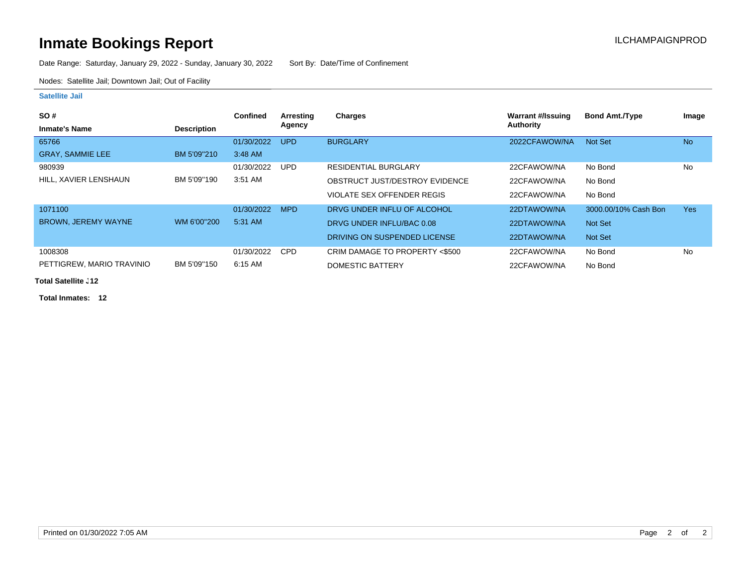# Inmate Bookings Report

ILCHAMPAIGNPROD

Date Range: Saturday, January 29, 2022 - Sunday, January 30, 2022 Sort By: Date/Time of Confinement

Nodes: Satellite Jail; Downtown Jail; Out of Facility

### Satellite Jail

| SO # / Inmate's Name | Description | Confined | Arresting Agency | Charges | Warrant #/Issuing Authority | Bond Amt./Type | Image |
|---|---|---|---|---|---|---|---|
| 65766 | | 01/30/2022 | UPD | BURGLARY | 2022CFAWOW/NA | Not Set | No |
| GRAY, SAMMIE LEE | BM 5'09"210 | 3:48 AM | | | | | |
| 980939 | | 01/30/2022 | UPD | RESIDENTIAL BURGLARY | 22CFAWOW/NA | No Bond | No |
| HILL, XAVIER LENSHAUN | BM 5'09"190 | 3:51 AM | | OBSTRUCT JUST/DESTROY EVIDENCE | 22CFAWOW/NA | No Bond | |
| | | | | VIOLATE SEX OFFENDER REGIS | 22CFAWOW/NA | No Bond | |
| 1071100 | | 01/30/2022 | MPD | DRVG UNDER INFLU OF ALCOHOL | 22DTAWOW/NA | 3000.00/10% Cash Bon | Yes |
| BROWN, JEREMY WAYNE | WM 6'00"200 | 5:31 AM | | DRVG UNDER INFLU/BAC 0.08 | 22DTAWOW/NA | Not Set | |
| | | | | DRIVING ON SUSPENDED LICENSE | 22DTAWOW/NA | Not Set | |
| 1008308 | | 01/30/2022 | CPD | CRIM DAMAGE TO PROPERTY <$500 | 22CFAWOW/NA | No Bond | No |
| PETTIGREW, MARIO TRAVINIO | BM 5'09"150 | 6:15 AM | | DOMESTIC BATTERY | 22CFAWOW/NA | No Bond | |

**Total Satellite J12**

**Total Inmates: 12**

Printed on 01/30/2022 7:05 AM